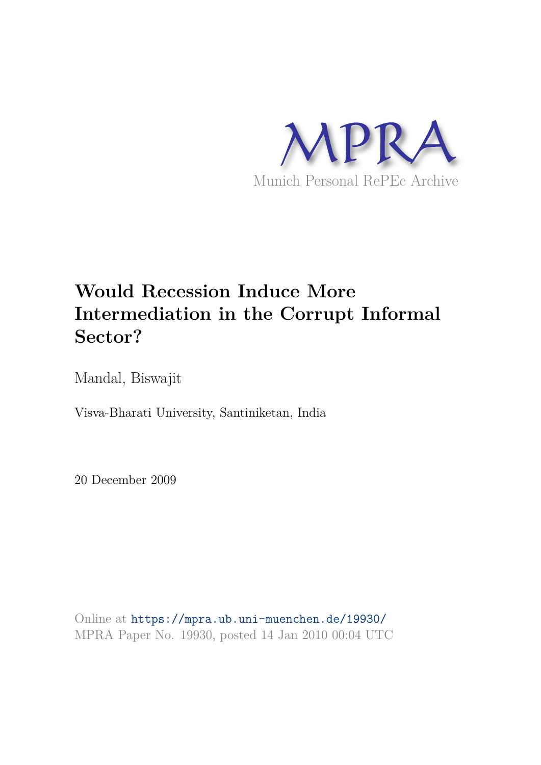MPRA

Munich Personal RePEc Archive

# Would Recession Induce More Intermediation in the Corrupt Informal Sector?

Mandal, Biswajit

Visva-Bharati University, Santiniketan, India

20 December 2009

Online at https://mpra.ub.uni-muenchen.de/19930/
MPRA Paper No. 19930, posted 14 Jan 2010 00:04 UTC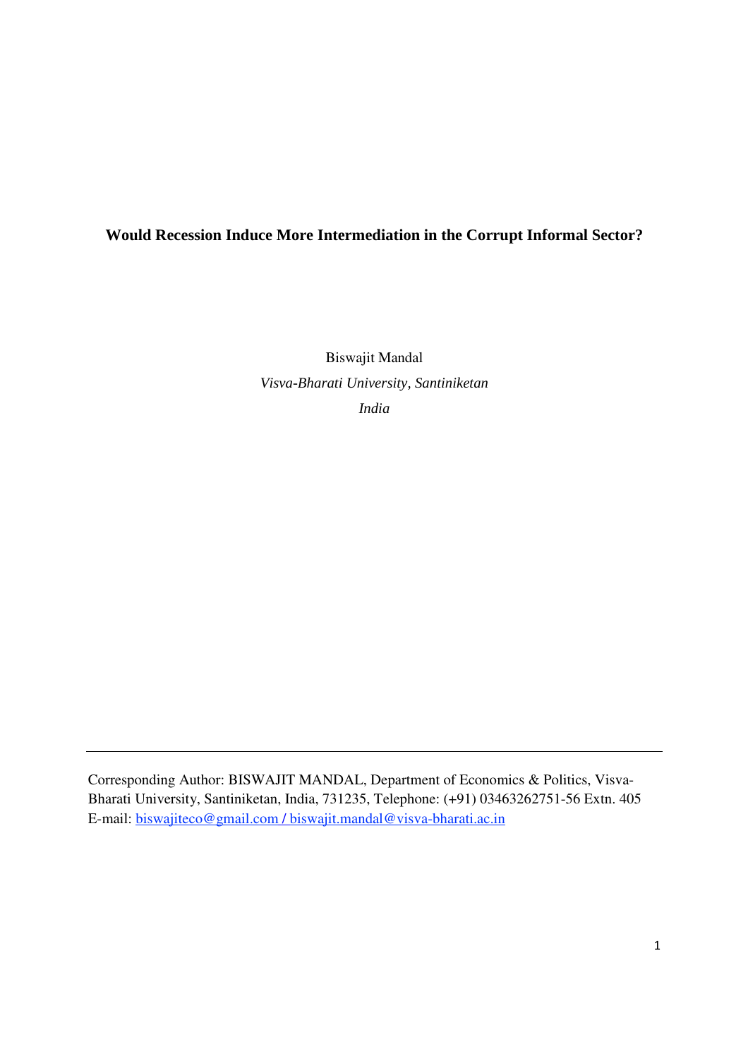**Would Recession Induce More Intermediation in the Corrupt Informal Sector?**

Biswajit Mandal

*Visva-Bharati University, Santiniketan*

*India*

---

Corresponding Author: BISWAJIT MANDAL, Department of Economics & Politics, Visva-Bharati University, Santiniketan, India, 731235, Telephone: (+91) 03463262751-56 Extn. 405
E-mail: biswajiteco@gmail.com / biswajit.mandal@visva-bharati.ac.in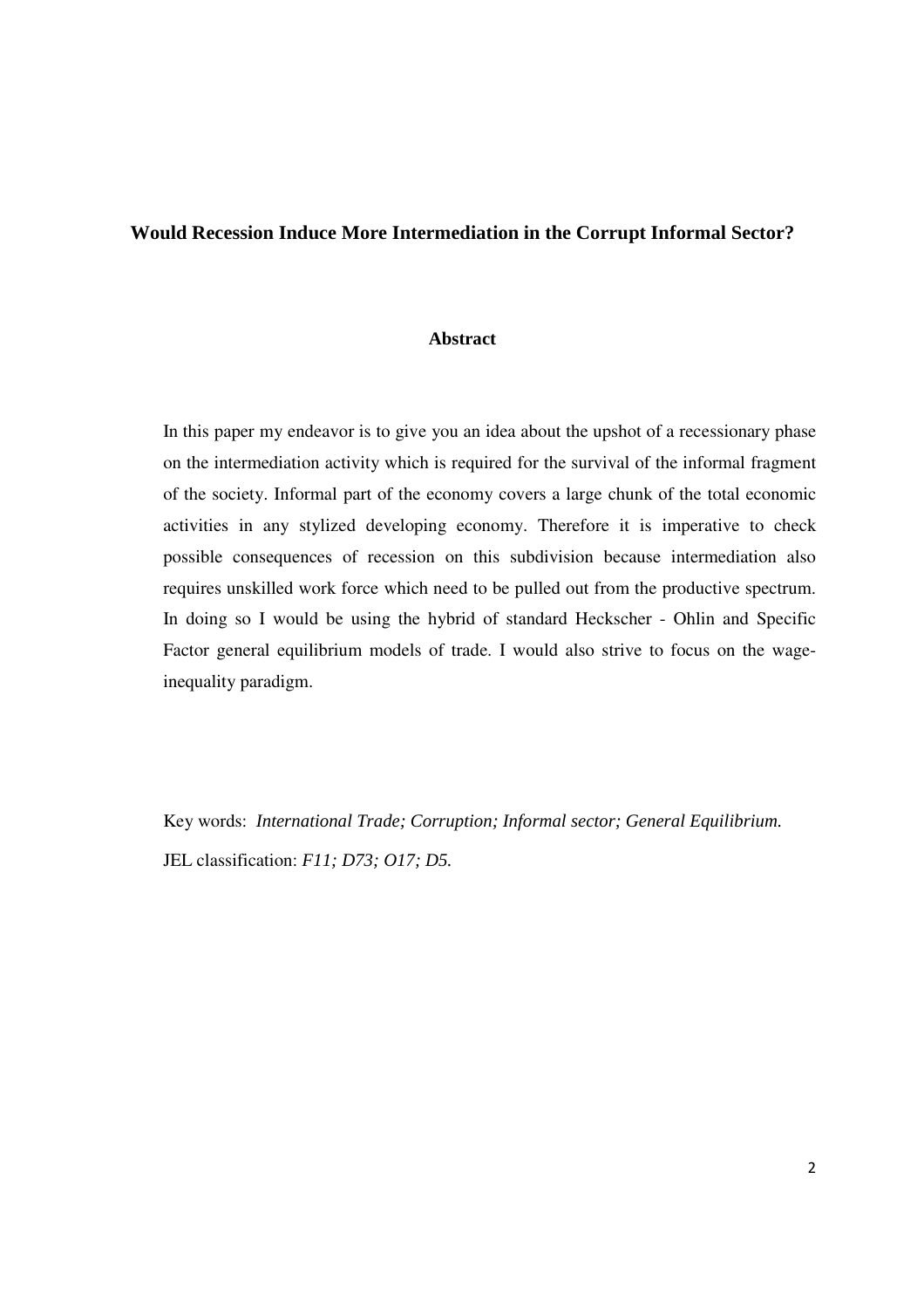**Would Recession Induce More Intermediation in the Corrupt Informal Sector?**

**Abstract**

In this paper my endeavor is to give you an idea about the upshot of a recessionary phase on the intermediation activity which is required for the survival of the informal fragment of the society. Informal part of the economy covers a large chunk of the total economic activities in any stylized developing economy. Therefore it is imperative to check possible consequences of recession on this subdivision because intermediation also requires unskilled work force which need to be pulled out from the productive spectrum. In doing so I would be using the hybrid of standard Heckscher - Ohlin and Specific Factor general equilibrium models of trade. I would also strive to focus on the wage-inequality paradigm.

Key words: *International Trade; Corruption; Informal sector; General Equilibrium.*

JEL classification: *F11; D73; O17; D5.*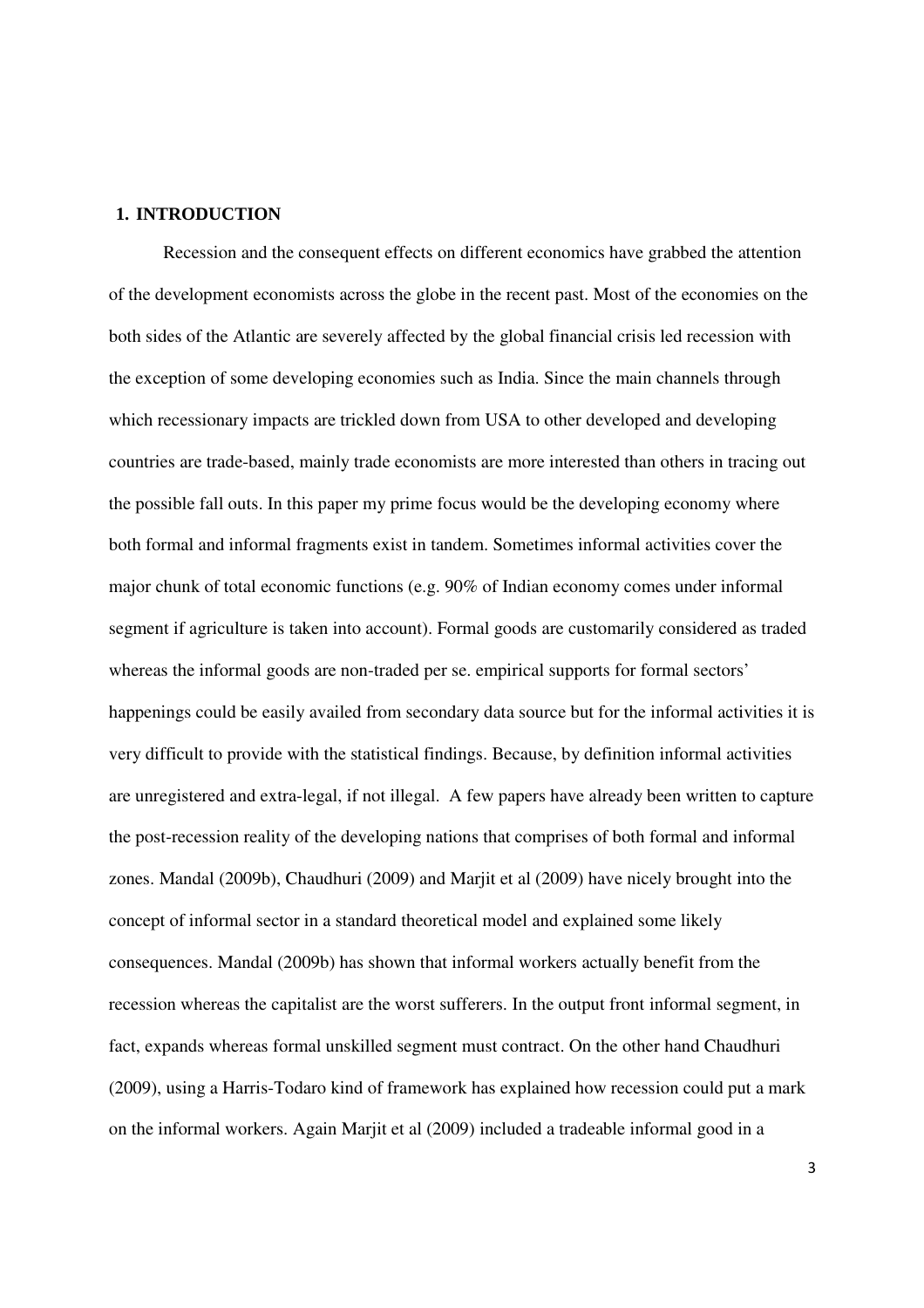## 1. INTRODUCTION

Recession and the consequent effects on different economics have grabbed the attention of the development economists across the globe in the recent past. Most of the economies on the both sides of the Atlantic are severely affected by the global financial crisis led recession with the exception of some developing economies such as India. Since the main channels through which recessionary impacts are trickled down from USA to other developed and developing countries are trade-based, mainly trade economists are more interested than others in tracing out the possible fall outs. In this paper my prime focus would be the developing economy where both formal and informal fragments exist in tandem. Sometimes informal activities cover the major chunk of total economic functions (e.g. 90% of Indian economy comes under informal segment if agriculture is taken into account). Formal goods are customarily considered as traded whereas the informal goods are non-traded per se. empirical supports for formal sectors' happenings could be easily availed from secondary data source but for the informal activities it is very difficult to provide with the statistical findings. Because, by definition informal activities are unregistered and extra-legal, if not illegal. A few papers have already been written to capture the post-recession reality of the developing nations that comprises of both formal and informal zones. Mandal (2009b), Chaudhuri (2009) and Marjit et al (2009) have nicely brought into the concept of informal sector in a standard theoretical model and explained some likely consequences. Mandal (2009b) has shown that informal workers actually benefit from the recession whereas the capitalist are the worst sufferers. In the output front informal segment, in fact, expands whereas formal unskilled segment must contract. On the other hand Chaudhuri (2009), using a Harris-Todaro kind of framework has explained how recession could put a mark on the informal workers. Again Marjit et al (2009) included a tradeable informal good in a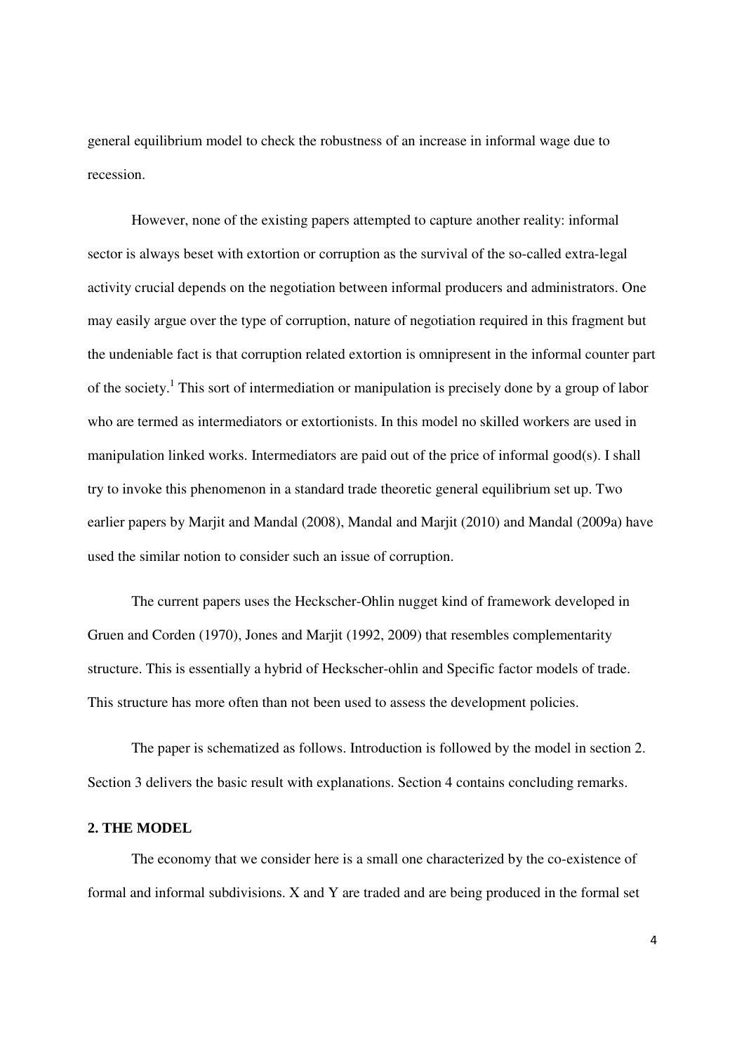general equilibrium model to check the robustness of an increase in informal wage due to recession.

However, none of the existing papers attempted to capture another reality: informal sector is always beset with extortion or corruption as the survival of the so-called extra-legal activity crucial depends on the negotiation between informal producers and administrators. One may easily argue over the type of corruption, nature of negotiation required in this fragment but the undeniable fact is that corruption related extortion is omnipresent in the informal counter part of the society.[1] This sort of intermediation or manipulation is precisely done by a group of labor who are termed as intermediators or extortionists. In this model no skilled workers are used in manipulation linked works. Intermediators are paid out of the price of informal good(s). I shall try to invoke this phenomenon in a standard trade theoretic general equilibrium set up. Two earlier papers by Marjit and Mandal (2008), Mandal and Marjit (2010) and Mandal (2009a) have used the similar notion to consider such an issue of corruption.

The current papers uses the Heckscher-Ohlin nugget kind of framework developed in Gruen and Corden (1970), Jones and Marjit (1992, 2009) that resembles complementarity structure. This is essentially a hybrid of Heckscher-ohlin and Specific factor models of trade. This structure has more often than not been used to assess the development policies.

The paper is schematized as follows. Introduction is followed by the model in section 2. Section 3 delivers the basic result with explanations. Section 4 contains concluding remarks.

## 2. THE MODEL

The economy that we consider here is a small one characterized by the co-existence of formal and informal subdivisions. X and Y are traded and are being produced in the formal set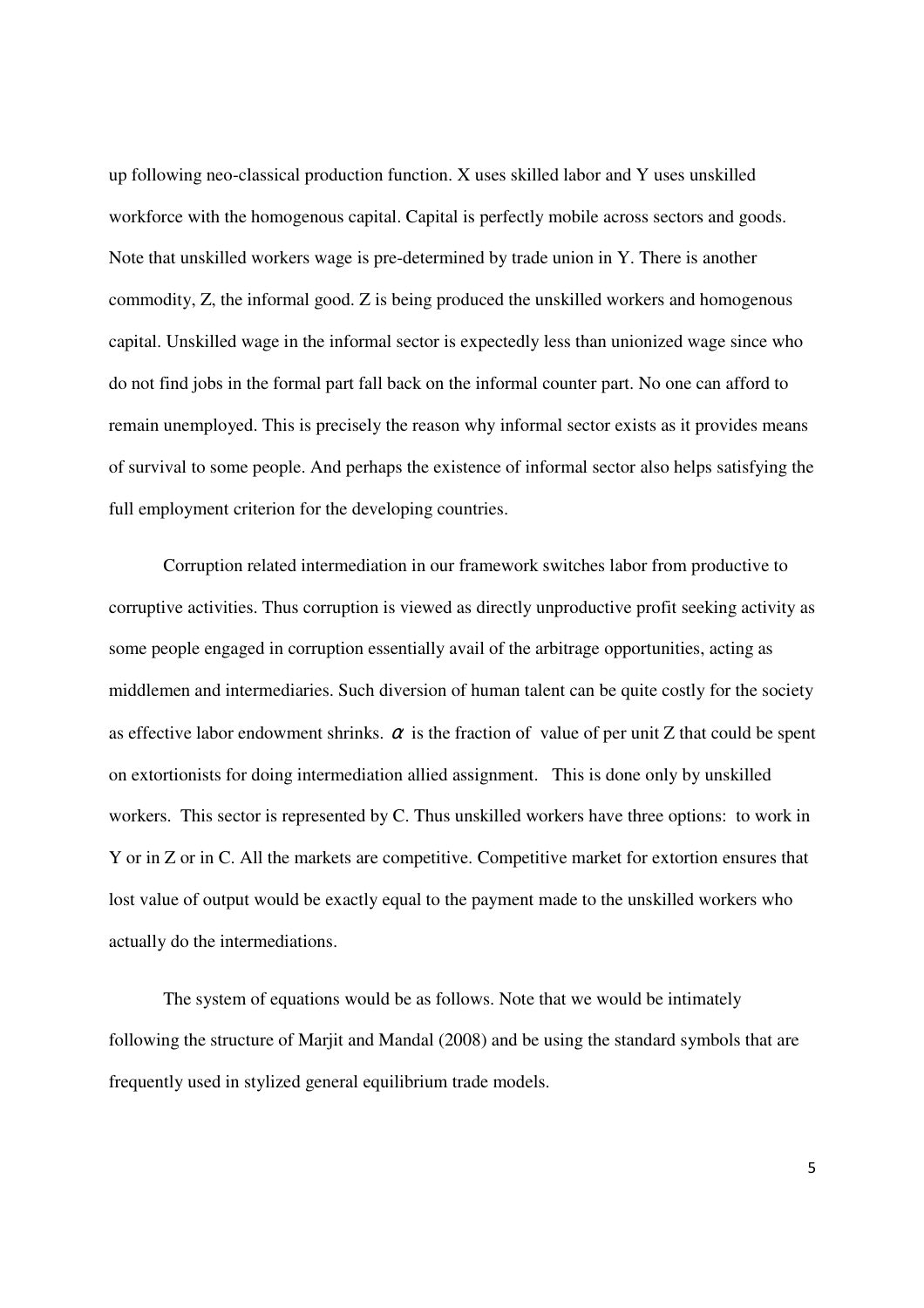up following neo-classical production function. X uses skilled labor and Y uses unskilled workforce with the homogenous capital. Capital is perfectly mobile across sectors and goods. Note that unskilled workers wage is pre-determined by trade union in Y. There is another commodity, Z, the informal good. Z is being produced the unskilled workers and homogenous capital. Unskilled wage in the informal sector is expectedly less than unionized wage since who do not find jobs in the formal part fall back on the informal counter part. No one can afford to remain unemployed. This is precisely the reason why informal sector exists as it provides means of survival to some people. And perhaps the existence of informal sector also helps satisfying the full employment criterion for the developing countries.

Corruption related intermediation in our framework switches labor from productive to corruptive activities. Thus corruption is viewed as directly unproductive profit seeking activity as some people engaged in corruption essentially avail of the arbitrage opportunities, acting as middlemen and intermediaries. Such diversion of human talent can be quite costly for the society as effective labor endowment shrinks. $\alpha$ is the fraction of value of per unit Z that could be spent on extortionists for doing intermediation allied assignment. This is done only by unskilled workers. This sector is represented by C. Thus unskilled workers have three options: to work in Y or in Z or in C. All the markets are competitive. Competitive market for extortion ensures that lost value of output would be exactly equal to the payment made to the unskilled workers who actually do the intermediations.

The system of equations would be as follows. Note that we would be intimately following the structure of Marjit and Mandal (2008) and be using the standard symbols that are frequently used in stylized general equilibrium trade models.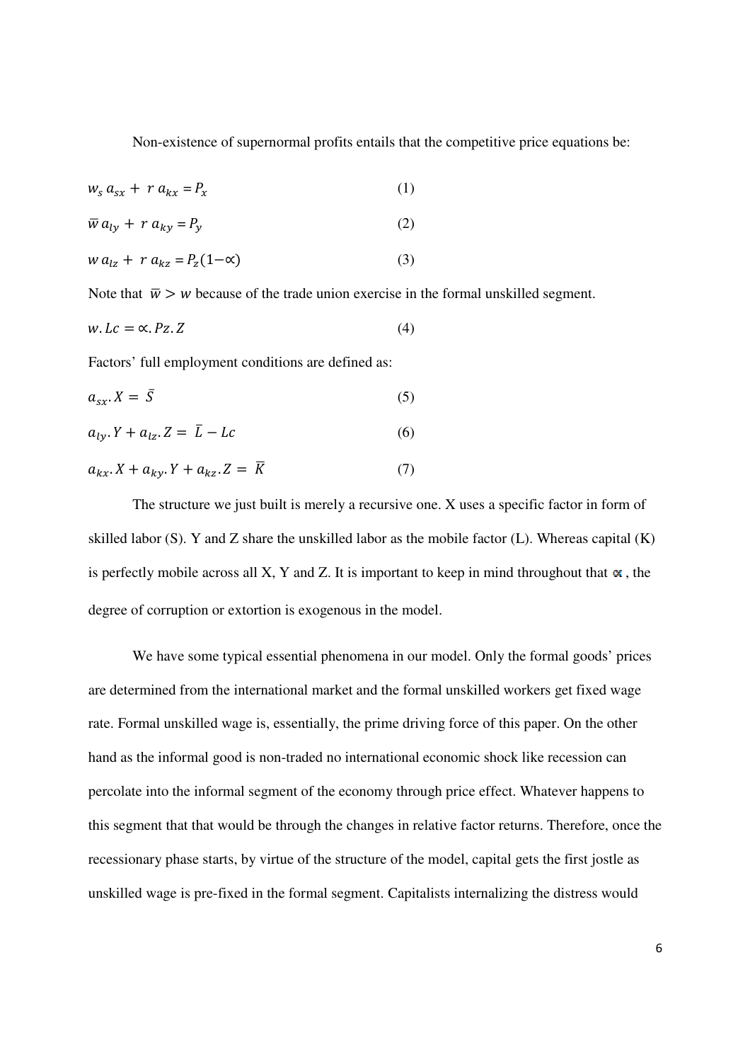Non-existence of supernormal profits entails that the competitive price equations be:

$$w_s\, a_{sx} + r\, a_{kx} = P_x \qquad (1)$$

$$\overline{w}\, a_{ly} + r\, a_{ky} = P_y \qquad (2)$$

$$w\, a_{lz} + r\, a_{kz} = P_z(1-\propto) \qquad (3)$$

Note that $\overline{w} > w$ because of the trade union exercise in the formal unskilled segment.

$$w.Lc = \propto.Pz.Z \qquad (4)$$

Factors' full employment conditions are defined as:

$$a_{sx}.X = \bar{S} \qquad (5)$$

$$a_{ly}.Y + a_{lz}.Z = \bar{L} - Lc \qquad (6)$$

$$a_{kx}.X + a_{ky}.Y + a_{kz}.Z = \overline{K} \qquad (7)$$

The structure we just built is merely a recursive one. X uses a specific factor in form of skilled labor (S). Y and Z share the unskilled labor as the mobile factor (L). Whereas capital (K) is perfectly mobile across all X, Y and Z. It is important to keep in mind throughout that $\propto$, the degree of corruption or extortion is exogenous in the model.

We have some typical essential phenomena in our model. Only the formal goods' prices are determined from the international market and the formal unskilled workers get fixed wage rate. Formal unskilled wage is, essentially, the prime driving force of this paper. On the other hand as the informal good is non-traded no international economic shock like recession can percolate into the informal segment of the economy through price effect. Whatever happens to this segment that that would be through the changes in relative factor returns. Therefore, once the recessionary phase starts, by virtue of the structure of the model, capital gets the first jostle as unskilled wage is pre-fixed in the formal segment. Capitalists internalizing the distress would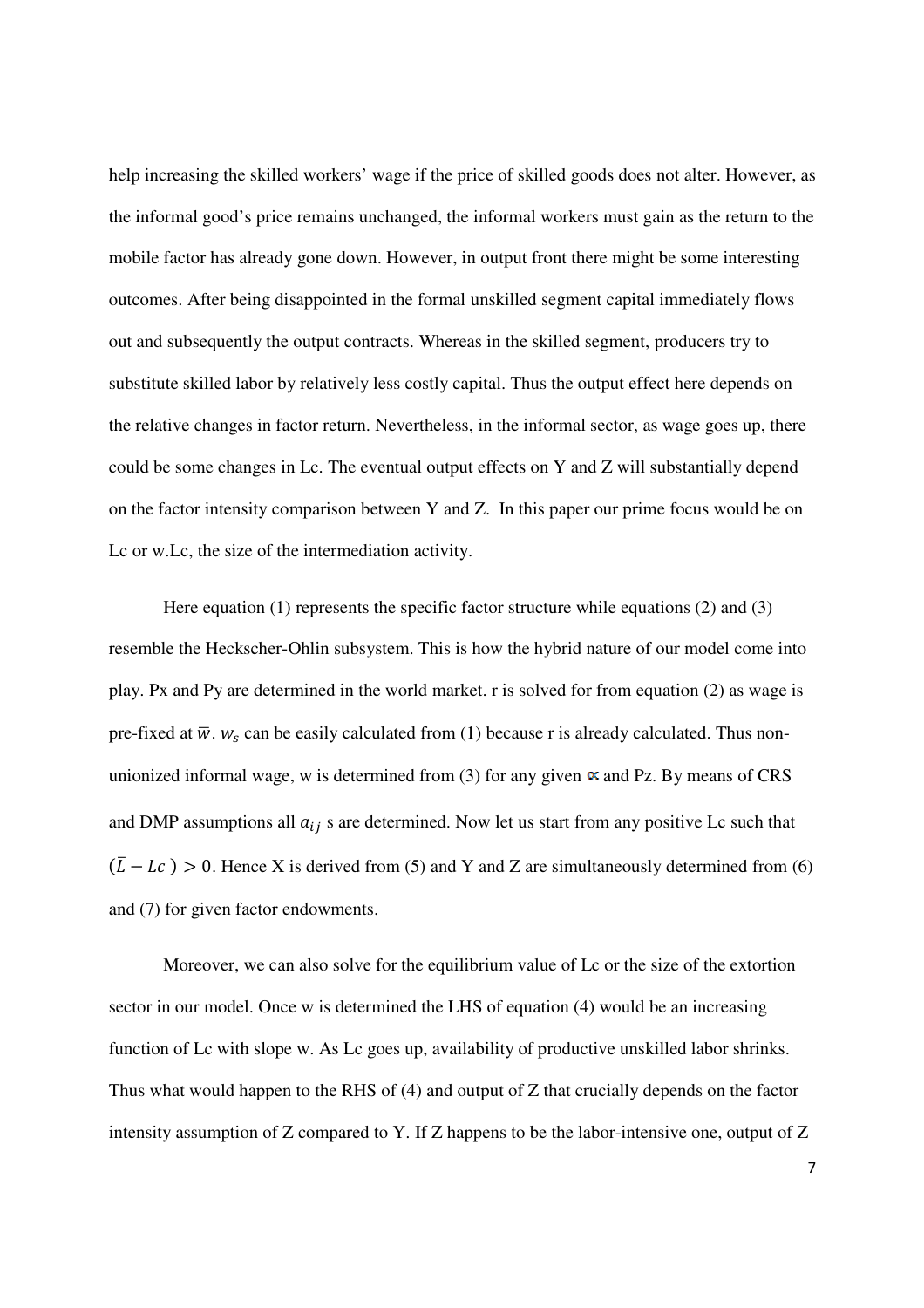help increasing the skilled workers' wage if the price of skilled goods does not alter. However, as the informal good's price remains unchanged, the informal workers must gain as the return to the mobile factor has already gone down. However, in output front there might be some interesting outcomes. After being disappointed in the formal unskilled segment capital immediately flows out and subsequently the output contracts. Whereas in the skilled segment, producers try to substitute skilled labor by relatively less costly capital. Thus the output effect here depends on the relative changes in factor return. Nevertheless, in the informal sector, as wage goes up, there could be some changes in Lc. The eventual output effects on Y and Z will substantially depend on the factor intensity comparison between Y and Z. In this paper our prime focus would be on Lc or w.Lc, the size of the intermediation activity.

Here equation (1) represents the specific factor structure while equations (2) and (3) resemble the Heckscher-Ohlin subsystem. This is how the hybrid nature of our model come into play. Px and Py are determined in the world market. r is solved for from equation (2) as wage is pre-fixed at $\bar{w}$. $w_s$ can be easily calculated from (1) because r is already calculated. Thus non-unionized informal wage, w is determined from (3) for any given $\propto$ and Pz. By means of CRS and DMP assumptions all $a_{ij}$ s are determined. Now let us start from any positive Lc such that $(\bar{L} - Lc) > 0$. Hence X is derived from (5) and Y and Z are simultaneously determined from (6) and (7) for given factor endowments.

Moreover, we can also solve for the equilibrium value of Lc or the size of the extortion sector in our model. Once w is determined the LHS of equation (4) would be an increasing function of Lc with slope w. As Lc goes up, availability of productive unskilled labor shrinks. Thus what would happen to the RHS of (4) and output of Z that crucially depends on the factor intensity assumption of Z compared to Y. If Z happens to be the labor-intensive one, output of Z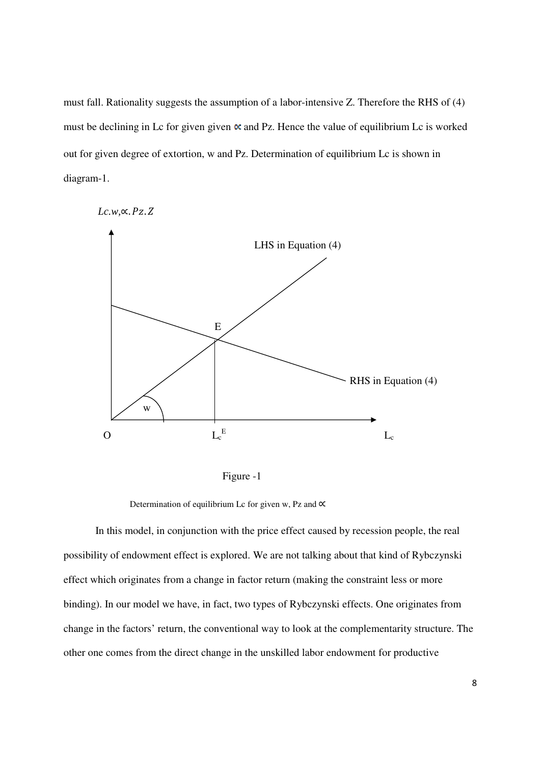must fall. Rationality suggests the assumption of a labor-intensive Z. Therefore the RHS of (4) must be declining in Lc for given given $\propto$ and Pz. Hence the value of equilibrium Lc is worked out for given degree of extortion, w and Pz. Determination of equilibrium Lc is shown in diagram-1.

$Lc.w, \propto .Pz.Z$

LHS in Equation (4)

E

RHS in Equation (4)

w

O $L_c^E$ $L_c$

Figure -1

Determination of equilibrium Lc for given w, Pz and $\propto$

In this model, in conjunction with the price effect caused by recession people, the real possibility of endowment effect is explored. We are not talking about that kind of Rybczynski effect which originates from a change in factor return (making the constraint less or more binding). In our model we have, in fact, two types of Rybczynski effects. One originates from change in the factors' return, the conventional way to look at the complementarity structure. The other one comes from the direct change in the unskilled labor endowment for productive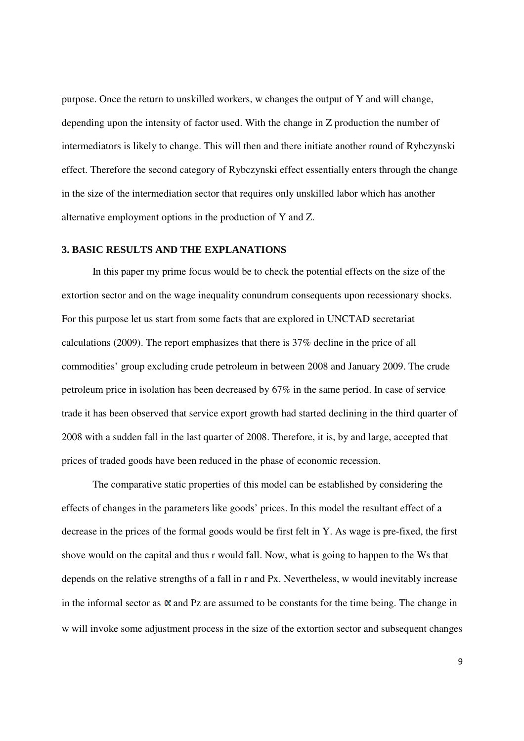purpose. Once the return to unskilled workers, w changes the output of Y and will change, depending upon the intensity of factor used. With the change in Z production the number of intermediators is likely to change. This will then and there initiate another round of Rybczynski effect. Therefore the second category of Rybczynski effect essentially enters through the change in the size of the intermediation sector that requires only unskilled labor which has another alternative employment options in the production of Y and Z.

## 3. BASIC RESULTS AND THE EXPLANATIONS

In this paper my prime focus would be to check the potential effects on the size of the extortion sector and on the wage inequality conundrum consequents upon recessionary shocks. For this purpose let us start from some facts that are explored in UNCTAD secretariat calculations (2009). The report emphasizes that there is 37% decline in the price of all commodities' group excluding crude petroleum in between 2008 and January 2009. The crude petroleum price in isolation has been decreased by 67% in the same period. In case of service trade it has been observed that service export growth had started declining in the third quarter of 2008 with a sudden fall in the last quarter of 2008. Therefore, it is, by and large, accepted that prices of traded goods have been reduced in the phase of economic recession.

The comparative static properties of this model can be established by considering the effects of changes in the parameters like goods' prices. In this model the resultant effect of a decrease in the prices of the formal goods would be first felt in Y. As wage is pre-fixed, the first shove would on the capital and thus r would fall. Now, what is going to happen to the Ws that depends on the relative strengths of a fall in r and Px. Nevertheless, w would inevitably increase in the informal sector as $\alpha$ and Pz are assumed to be constants for the time being. The change in w will invoke some adjustment process in the size of the extortion sector and subsequent changes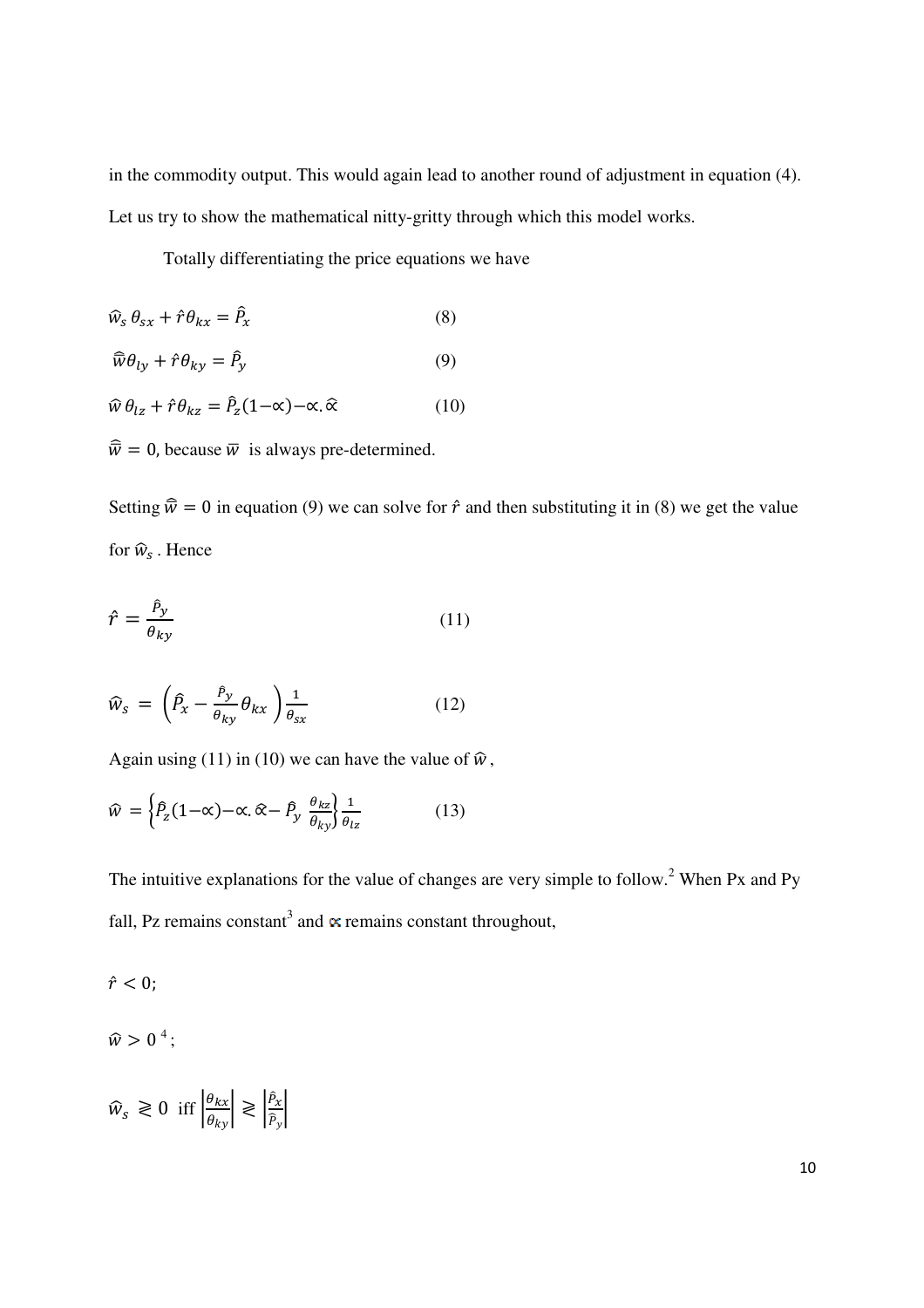in the commodity output. This would again lead to another round of adjustment in equation (4). Let us try to show the mathematical nitty-gritty through which this model works.

Totally differentiating the price equations we have

$$\hat{w}_s\,\theta_{sx} + \hat{r}\theta_{kx} = \hat{P}_x \qquad (8)$$

$$\hat{\bar{w}}\theta_{ly} + \hat{r}\theta_{ky} = \hat{P}_y \qquad (9)$$

$$\hat{w}\,\theta_{lz} + \hat{r}\theta_{kz} = \hat{P}_z(1-\propto) - \propto.\hat{\propto} \qquad (10)$$

$\hat{\bar{w}} = 0$, because $\bar{w}$ is always pre-determined.

Setting $\hat{\bar{w}} = 0$ in equation (9) we can solve for $\hat{r}$ and then substituting it in (8) we get the value for $\hat{w}_s$. Hence

$$\hat{r} = \frac{\hat{P}_y}{\theta_{ky}} \qquad (11)$$

$$\hat{w}_s = \left(\hat{P}_x - \frac{\hat{P}_y}{\theta_{ky}}\theta_{kx}\right)\frac{1}{\theta_{sx}} \qquad (12)$$

Again using (11) in (10) we can have the value of $\hat{w}$,

$$\hat{w} = \left\{\hat{P}_z(1-\propto) - \propto.\hat{\propto} - \hat{P}_y\,\frac{\theta_{kz}}{\theta_{ky}}\right\}\frac{1}{\theta_{lz}} \qquad (13)$$

The intuitive explanations for the value of changes are very simple to follow.[2] When Px and Py fall, Pz remains constant[3] and $\propto$ remains constant throughout,

$\hat{r} < 0$;

$\hat{w} > 0$ [4];

$\hat{w}_s \gtreqless 0$ iff $\left|\frac{\theta_{kx}}{\theta_{ky}}\right| \gtreqless \left|\frac{\hat{P}_x}{\hat{P}_y}\right|$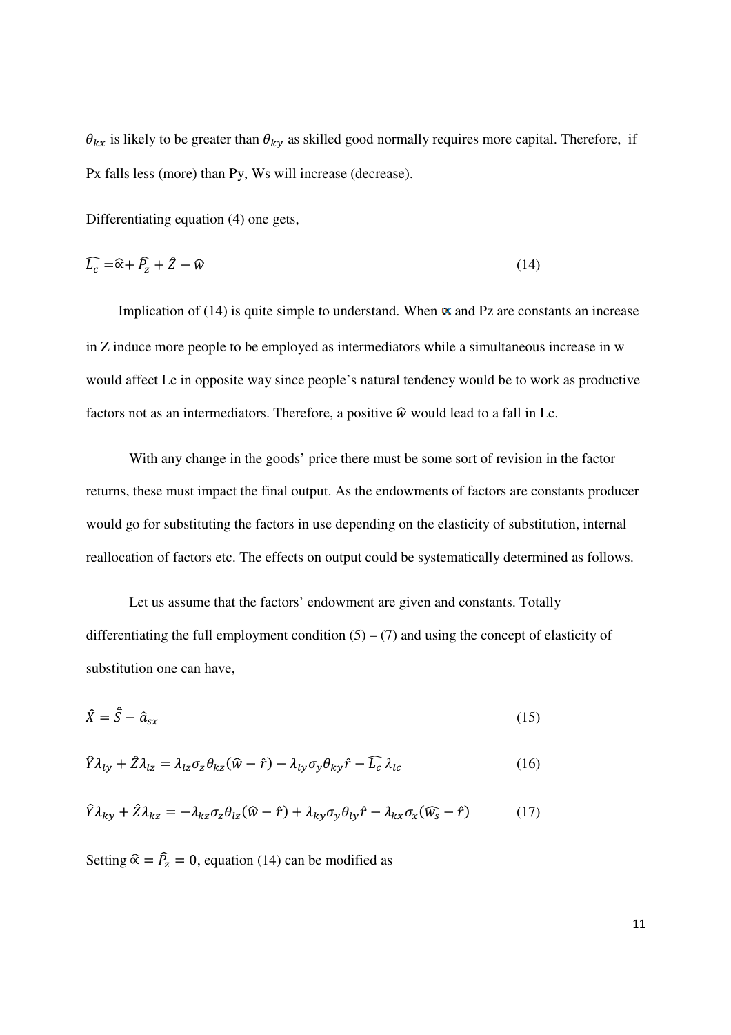$\theta_{kx}$ is likely to be greater than $\theta_{ky}$ as skilled good normally requires more capital. Therefore, if Px falls less (more) than Py, Ws will increase (decrease).

Differentiating equation (4) one gets,

$$\widehat{L_c} = \widehat{\propto} + \widehat{P_z} + \hat{Z} - \widehat{w} \tag{14}$$

Implication of (14) is quite simple to understand. When $\propto$ and Pz are constants an increase in Z induce more people to be employed as intermediators while a simultaneous increase in w would affect Lc in opposite way since people's natural tendency would be to work as productive factors not as an intermediators. Therefore, a positive $\widehat{w}$ would lead to a fall in Lc.

With any change in the goods' price there must be some sort of revision in the factor returns, these must impact the final output. As the endowments of factors are constants producer would go for substituting the factors in use depending on the elasticity of substitution, internal reallocation of factors etc. The effects on output could be systematically determined as follows.

Let us assume that the factors' endowment are given and constants. Totally differentiating the full employment condition (5) – (7) and using the concept of elasticity of substitution one can have,

$$\hat{X} = \hat{\bar{S}} - \hat{a}_{sx} \tag{15}$$

$$\hat{Y}\lambda_{ly} + \hat{Z}\lambda_{lz} = \lambda_{lz}\sigma_z\theta_{kz}(\widehat{w} - \hat{r}) - \lambda_{ly}\sigma_y\theta_{ky}\hat{r} - \widehat{L_c}\,\lambda_{lc} \tag{16}$$

$$\hat{Y}\lambda_{ky} + \hat{Z}\lambda_{kz} = -\lambda_{kz}\sigma_z\theta_{lz}(\widehat{w} - \hat{r}) + \lambda_{ky}\sigma_y\theta_{ly}\hat{r} - \lambda_{kx}\sigma_x(\widehat{w_s} - \hat{r}) \tag{17}$$

Setting $\widehat{\propto} = \widehat{P_z} = 0$, equation (14) can be modified as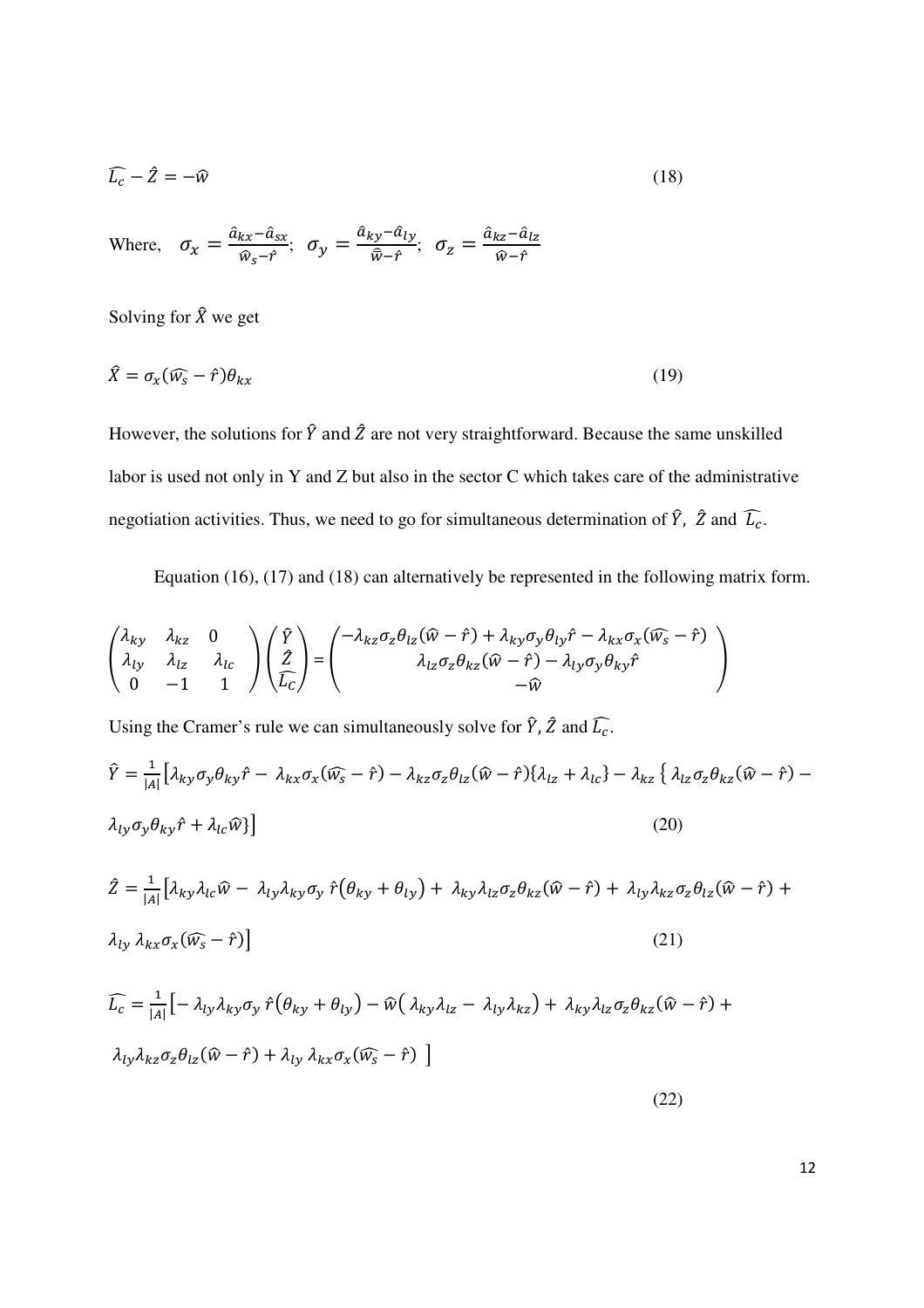$$\widehat{L_c} - \hat{Z} = -\hat{w} \tag{18}$$

Where, $\sigma_x = \frac{\hat{a}_{kx} - \hat{a}_{sx}}{\hat{w}_s - \hat{r}}$; $\sigma_y = \frac{\hat{a}_{ky} - \hat{a}_{ly}}{\hat{\bar{w}} - \hat{r}}$; $\sigma_z = \frac{\hat{a}_{kz} - \hat{a}_{lz}}{\hat{w} - \hat{r}}$

Solving for $\hat{X}$ we get

$$\hat{X} = \sigma_x(\widehat{w_s} - \hat{r})\theta_{kx} \tag{19}$$

However, the solutions for $\hat{Y}$ and $\hat{Z}$ are not very straightforward. Because the same unskilled labor is used not only in Y and Z but also in the sector C which takes care of the administrative negotiation activities. Thus, we need to go for simultaneous determination of $\hat{Y}$, $\hat{Z}$ and $\widehat{L_c}$.

Equation (16), (17) and (18) can alternatively be represented in the following matrix form.

$$\begin{pmatrix} \lambda_{ky} & \lambda_{kz} & 0 \\ \lambda_{ly} & \lambda_{lz} & \lambda_{lc} \\ 0 & -1 & 1 \end{pmatrix} \begin{pmatrix} \hat{Y} \\ \hat{Z} \\ \widehat{L_c} \end{pmatrix} = \begin{pmatrix} -\lambda_{kz}\sigma_z\theta_{lz}(\hat{w} - \hat{r}) + \lambda_{ky}\sigma_y\theta_{ly}\hat{r} - \lambda_{kx}\sigma_x(\widehat{w_s} - \hat{r}) \\ \lambda_{lz}\sigma_z\theta_{kz}(\hat{w} - \hat{r}) - \lambda_{ly}\sigma_y\theta_{ky}\hat{r} \\ -\hat{w} \end{pmatrix}$$

Using the Cramer's rule we can simultaneously solve for $\hat{Y}$, $\hat{Z}$ and $\widehat{L_c}$.

$$\hat{Y} = \frac{1}{|A|}\left[\lambda_{ky}\sigma_y\theta_{ky}\hat{r} - \lambda_{kx}\sigma_x(\widehat{w_s} - \hat{r}) - \lambda_{kz}\sigma_z\theta_{lz}(\hat{w} - \hat{r})\{\lambda_{lz} + \lambda_{lc}\} - \lambda_{kz}\left\{\lambda_{lz}\sigma_z\theta_{kz}(\hat{w} - \hat{r}) - \lambda_{ly}\sigma_y\theta_{ky}\hat{r} + \lambda_{lc}\hat{w}\right\}\right] \tag{20}$$

$$\hat{Z} = \frac{1}{|A|}\left[\lambda_{ky}\lambda_{lc}\hat{w} - \lambda_{ly}\lambda_{ky}\sigma_y\,\hat{r}\left(\theta_{ky} + \theta_{ly}\right) + \lambda_{ky}\lambda_{lz}\sigma_z\theta_{kz}(\hat{w} - \hat{r}) + \lambda_{ly}\lambda_{kz}\sigma_z\theta_{lz}(\hat{w} - \hat{r}) + \lambda_{ly}\,\lambda_{kx}\sigma_x(\widehat{w_s} - \hat{r})\right] \tag{21}$$

$$\widehat{L_c} = \frac{1}{|A|}\left[-\lambda_{ly}\lambda_{ky}\sigma_y\,\hat{r}\left(\theta_{ky} + \theta_{ly}\right) - \hat{w}\left(\lambda_{ky}\lambda_{lz} - \lambda_{ly}\lambda_{kz}\right) + \lambda_{ky}\lambda_{lz}\sigma_z\theta_{kz}(\hat{w} - \hat{r}) + \lambda_{ly}\lambda_{kz}\sigma_z\theta_{lz}(\hat{w} - \hat{r}) + \lambda_{ly}\,\lambda_{kx}\sigma_x(\widehat{w_s} - \hat{r})\right] \tag{22}$$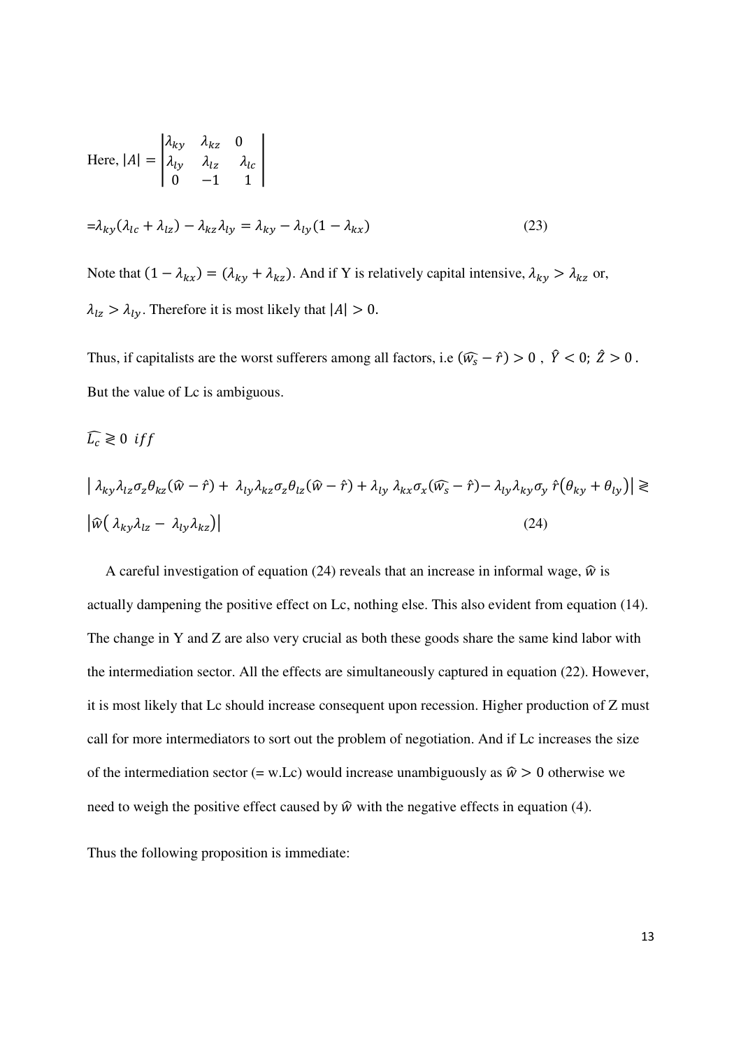Here, $|A| = \begin{vmatrix} \lambda_{ky} & \lambda_{kz} & 0 \\ \lambda_{ly} & \lambda_{lz} & \lambda_{lc} \\ 0 & -1 & 1 \end{vmatrix}$

$$=\lambda_{ky}(\lambda_{lc} + \lambda_{lz}) - \lambda_{kz}\lambda_{ly} = \lambda_{ky} - \lambda_{ly}(1 - \lambda_{kx}) \tag{23}$$

Note that $(1 - \lambda_{kx}) = (\lambda_{ky} + \lambda_{kz})$. And if Y is relatively capital intensive, $\lambda_{ky} > \lambda_{kz}$ or, $\lambda_{lz} > \lambda_{ly}$. Therefore it is most likely that $|A| > 0$.

Thus, if capitalists are the worst sufferers among all factors, i.e $(\widehat{w_s} - \hat{r}) > 0$ , $\hat{Y} < 0$; $\hat{Z} > 0$ . But the value of Lc is ambiguous.

$\widehat{L_c} \gtrless 0 \ iff$

$$\left| \lambda_{ky}\lambda_{lz}\sigma_z\theta_{kz}(\hat{w} - \hat{r}) + \lambda_{ly}\lambda_{kz}\sigma_z\theta_{lz}(\hat{w} - \hat{r}) + \lambda_{ly}\lambda_{kx}\sigma_x(\widehat{w_s} - \hat{r}) - \lambda_{ly}\lambda_{ky}\sigma_y \hat{r}(\theta_{ky} + \theta_{ly}) \right| \gtrless \left| \hat{w}(\lambda_{ky}\lambda_{lz} - \lambda_{ly}\lambda_{kz}) \right| \tag{24}$$

A careful investigation of equation (24) reveals that an increase in informal wage, $\hat{w}$ is actually dampening the positive effect on Lc, nothing else. This also evident from equation (14). The change in Y and Z are also very crucial as both these goods share the same kind labor with the intermediation sector. All the effects are simultaneously captured in equation (22). However, it is most likely that Lc should increase consequent upon recession. Higher production of Z must call for more intermediators to sort out the problem of negotiation. And if Lc increases the size of the intermediation sector (= w.Lc) would increase unambiguously as $\hat{w} > 0$ otherwise we need to weigh the positive effect caused by $\hat{w}$ with the negative effects in equation (4).

Thus the following proposition is immediate: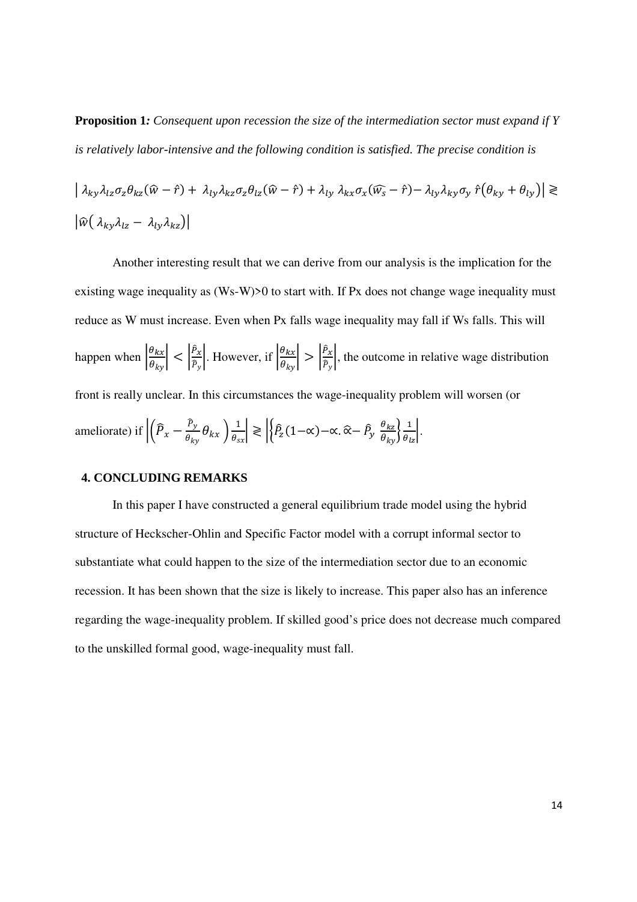**Proposition 1***: Consequent upon recession the size of the intermediation sector must expand if Y is relatively labor-intensive and the following condition is satisfied. The precise condition is*

$$\left| \lambda_{ky}\lambda_{lz}\sigma_z\theta_{kz}(\widehat{w}-\hat{r}) + \lambda_{ly}\lambda_{kz}\sigma_z\theta_{lz}(\widehat{w}-\hat{r}) + \lambda_{ly}\lambda_{kx}\sigma_x(\widehat{w_s}-\hat{r}) - \lambda_{ly}\lambda_{ky}\sigma_y\,\hat{r}\left(\theta_{ky}+\theta_{ly}\right)\right| \gtrless \left|\widehat{w}\left(\lambda_{ky}\lambda_{lz} - \lambda_{ly}\lambda_{kz}\right)\right|$$

Another interesting result that we can derive from our analysis is the implication for the existing wage inequality as (Ws-W)>0 to start with. If Px does not change wage inequality must reduce as W must increase. Even when Px falls wage inequality may fall if Ws falls. This will happen when $\left|\frac{\theta_{kx}}{\theta_{ky}}\right| < \left|\frac{\hat{P}_x}{\hat{P}_y}\right|$. However, if $\left|\frac{\theta_{kx}}{\theta_{ky}}\right| > \left|\frac{\hat{P}_x}{\hat{P}_y}\right|$, the outcome in relative wage distribution front is really unclear. In this circumstances the wage-inequality problem will worsen (or ameliorate) if $\left|\left(\hat{P}_x - \frac{\hat{P}_y}{\theta_{ky}}\theta_{kx}\right)\frac{1}{\theta_{sx}}\right| \gtrless \left|\left\{\hat{P}_z(1-\propto) - \propto.\hat{\propto} - \hat{P}_y\,\frac{\theta_{kz}}{\theta_{ky}}\right\}\frac{1}{\theta_{lz}}\right|$.

## 4. CONCLUDING REMARKS

In this paper I have constructed a general equilibrium trade model using the hybrid structure of Heckscher-Ohlin and Specific Factor model with a corrupt informal sector to substantiate what could happen to the size of the intermediation sector due to an economic recession. It has been shown that the size is likely to increase. This paper also has an inference regarding the wage-inequality problem. If skilled good's price does not decrease much compared to the unskilled formal good, wage-inequality must fall.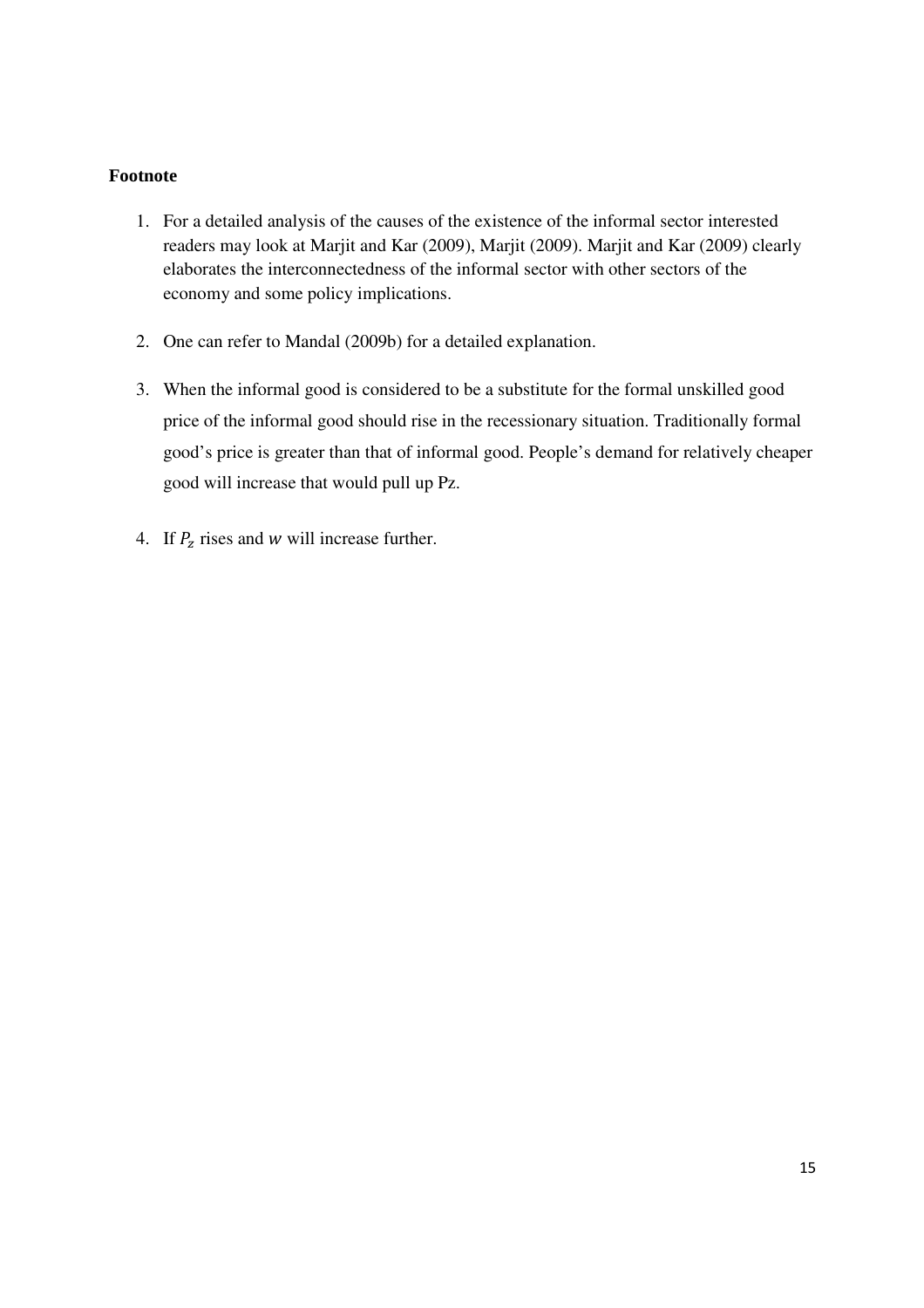**Footnote**

1. For a detailed analysis of the causes of the existence of the informal sector interested readers may look at Marjit and Kar (2009), Marjit (2009). Marjit and Kar (2009) clearly elaborates the interconnectedness of the informal sector with other sectors of the economy and some policy implications.

2. One can refer to Mandal (2009b) for a detailed explanation.

3. When the informal good is considered to be a substitute for the formal unskilled good price of the informal good should rise in the recessionary situation. Traditionally formal good's price is greater than that of informal good. People's demand for relatively cheaper good will increase that would pull up Pz.

4. If $P_z$ rises and $w$ will increase further.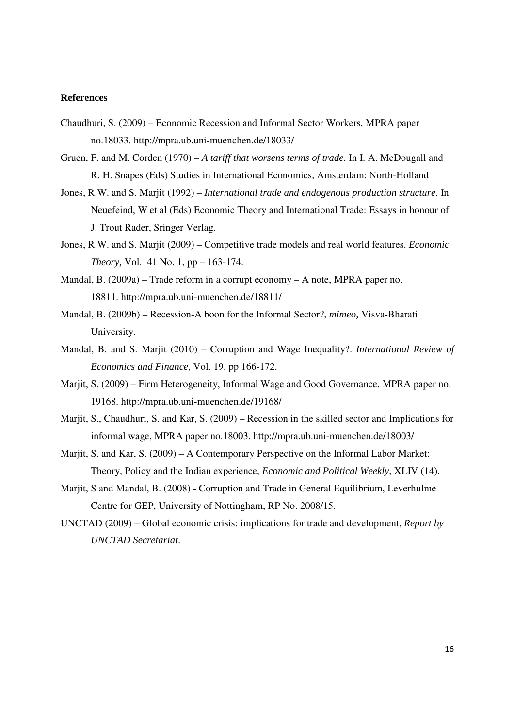**References**

Chaudhuri, S. (2009) – Economic Recession and Informal Sector Workers, MPRA paper no.18033. http://mpra.ub.uni-muenchen.de/18033/

Gruen, F. and M. Corden (1970) – *A tariff that worsens terms of trade*. In I. A. McDougall and R. H. Snapes (Eds) Studies in International Economics, Amsterdam: North-Holland

Jones, R.W. and S. Marjit (1992) – *International trade and endogenous production structure*. In Neuefeind, W et al (Eds) Economic Theory and International Trade: Essays in honour of J. Trout Rader, Sringer Verlag.

Jones, R.W. and S. Marjit (2009) – Competitive trade models and real world features. *Economic Theory,* Vol. 41 No. 1, pp – 163-174.

Mandal, B. (2009a) – Trade reform in a corrupt economy – A note, MPRA paper no. 18811. http://mpra.ub.uni-muenchen.de/18811/

Mandal, B. (2009b) – Recession-A boon for the Informal Sector?, *mimeo,* Visva-Bharati University.

Mandal, B. and S. Marjit (2010) – Corruption and Wage Inequality?. *International Review of Economics and Finance*, Vol. 19, pp 166-172.

Marjit, S. (2009) – Firm Heterogeneity, Informal Wage and Good Governance. MPRA paper no. 19168. http://mpra.ub.uni-muenchen.de/19168/

Marjit, S., Chaudhuri, S. and Kar, S. (2009) – Recession in the skilled sector and Implications for informal wage, MPRA paper no.18003. http://mpra.ub.uni-muenchen.de/18003/

Marjit, S. and Kar, S. (2009) – A Contemporary Perspective on the Informal Labor Market: Theory, Policy and the Indian experience, *Economic and Political Weekly,* XLIV (14).

Marjit, S and Mandal, B. (2008) - Corruption and Trade in General Equilibrium, Leverhulme Centre for GEP, University of Nottingham, RP No. 2008/15.

UNCTAD (2009) – Global economic crisis: implications for trade and development, *Report by UNCTAD Secretariat.*